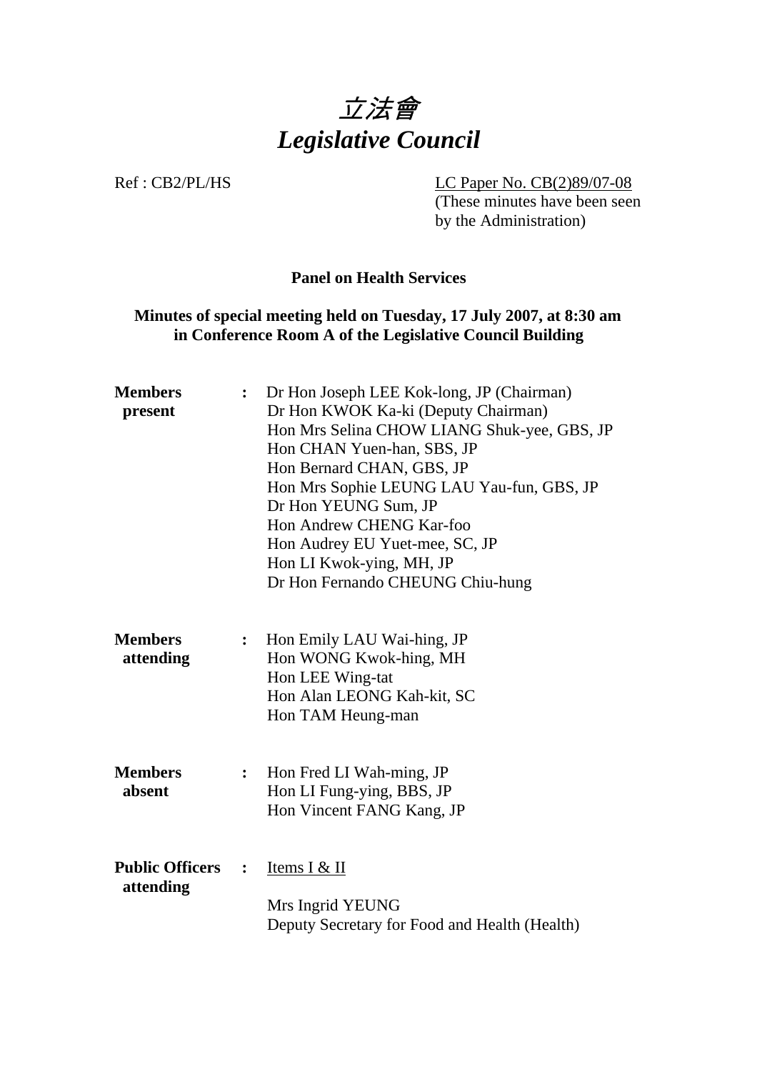# *立法會*
# *Legislative Council*

Ref : CB2/PL/HS

LC Paper No. CB(2)89/07-08
(These minutes have been seen by the Administration)

**Panel on Health Services**

**Minutes of special meeting held on Tuesday, 17 July 2007, at 8:30 am in Conference Room A of the Legislative Council Building**

| | | |
|---|---|---|
| **Members present** | : | Dr Hon Joseph LEE Kok-long, JP (Chairman)<br>Dr Hon KWOK Ka-ki (Deputy Chairman)<br>Hon Mrs Selina CHOW LIANG Shuk-yee, GBS, JP<br>Hon CHAN Yuen-han, SBS, JP<br>Hon Bernard CHAN, GBS, JP<br>Hon Mrs Sophie LEUNG LAU Yau-fun, GBS, JP<br>Dr Hon YEUNG Sum, JP<br>Hon Andrew CHENG Kar-foo<br>Hon Audrey EU Yuet-mee, SC, JP<br>Hon LI Kwok-ying, MH, JP<br>Dr Hon Fernando CHEUNG Chiu-hung |
| **Members attending** | : | Hon Emily LAU Wai-hing, JP<br>Hon WONG Kwok-hing, MH<br>Hon LEE Wing-tat<br>Hon Alan LEONG Kah-kit, SC<br>Hon TAM Heung-man |
| **Members absent** | : | Hon Fred LI Wah-ming, JP<br>Hon LI Fung-ying, BBS, JP<br>Hon Vincent FANG Kang, JP |
| **Public Officers attending** | : | Items I & II<br><br>Mrs Ingrid YEUNG<br>Deputy Secretary for Food and Health (Health) |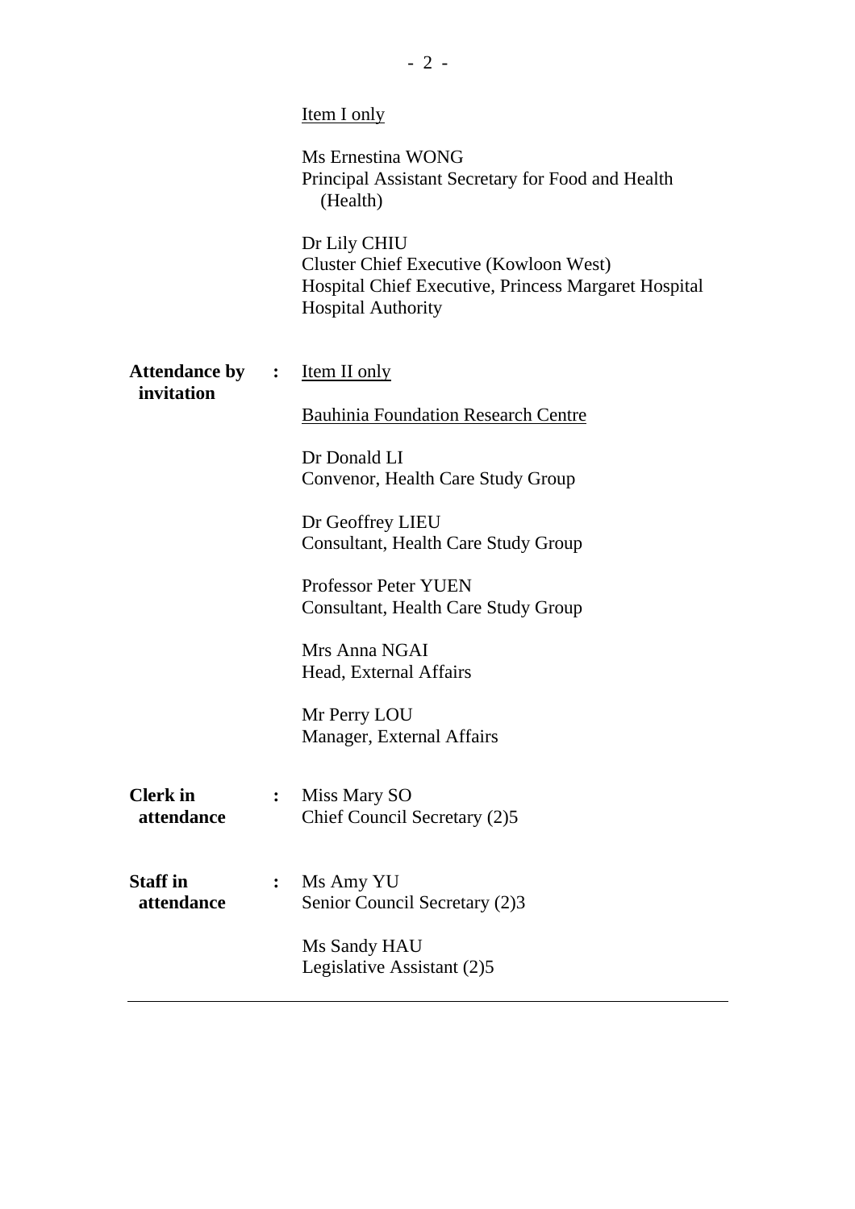<u>Item I only</u>

Ms Ernestina WONG
Principal Assistant Secretary for Food and Health (Health)

Dr Lily CHIU
Cluster Chief Executive (Kowloon West)
Hospital Chief Executive, Princess Margaret Hospital
Hospital Authority

**Attendance by invitation** : <u>Item II only</u>

<u>Bauhinia Foundation Research Centre</u>

Dr Donald LI
Convenor, Health Care Study Group

Dr Geoffrey LIEU
Consultant, Health Care Study Group

Professor Peter YUEN
Consultant, Health Care Study Group

Mrs Anna NGAI
Head, External Affairs

Mr Perry LOU
Manager, External Affairs

**Clerk in attendance** : Miss Mary SO
Chief Council Secretary (2)5

**Staff in attendance** : Ms Amy YU
Senior Council Secretary (2)3

Ms Sandy HAU
Legislative Assistant (2)5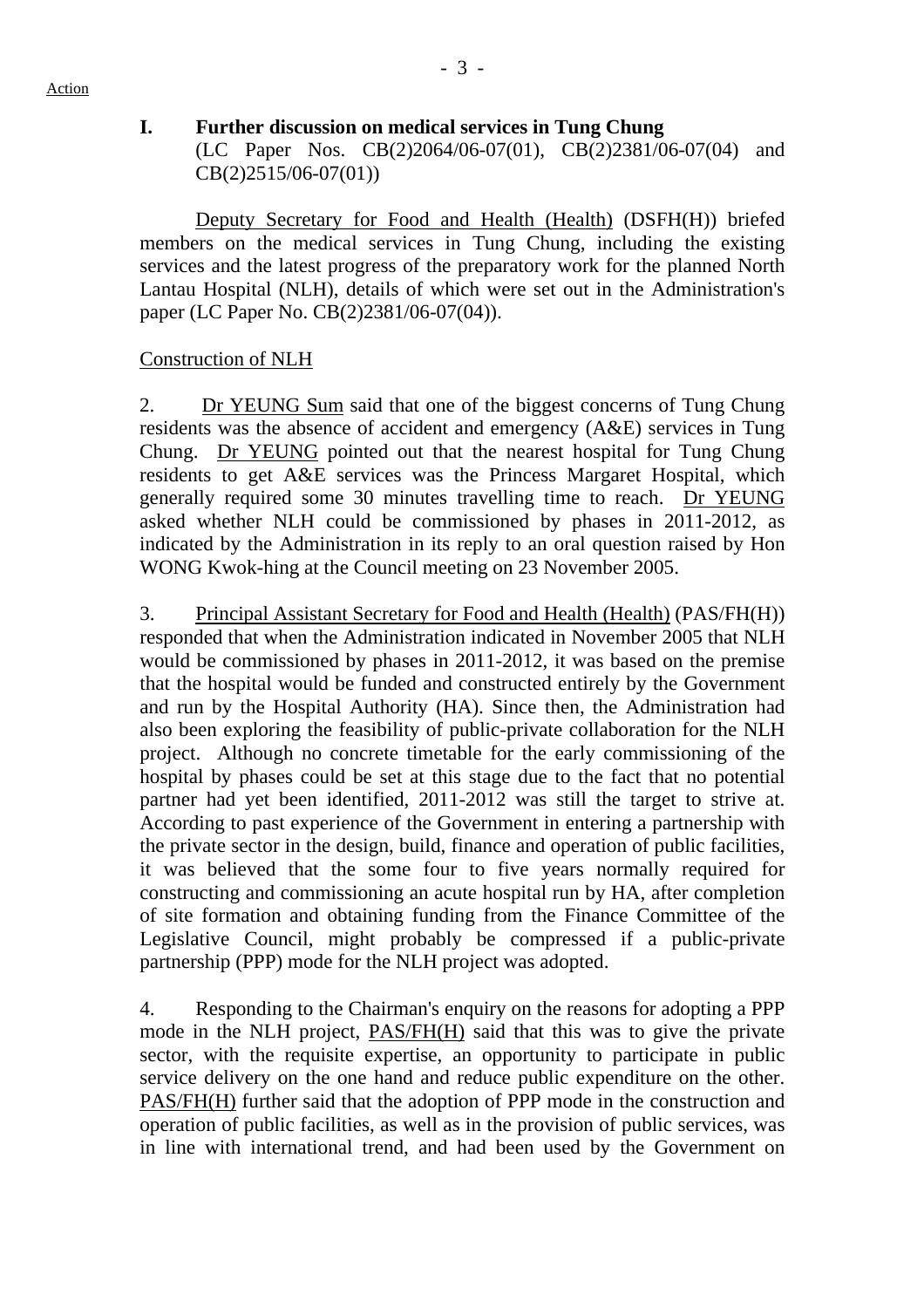Action

## I. Further discussion on medical services in Tung Chung

(LC Paper Nos. CB(2)2064/06-07(01), CB(2)2381/06-07(04) and CB(2)2515/06-07(01))

Deputy Secretary for Food and Health (Health) (DSFH(H)) briefed members on the medical services in Tung Chung, including the existing services and the latest progress of the preparatory work for the planned North Lantau Hospital (NLH), details of which were set out in the Administration's paper (LC Paper No. CB(2)2381/06-07(04)).

### Construction of NLH

2. Dr YEUNG Sum said that one of the biggest concerns of Tung Chung residents was the absence of accident and emergency (A&E) services in Tung Chung. Dr YEUNG pointed out that the nearest hospital for Tung Chung residents to get A&E services was the Princess Margaret Hospital, which generally required some 30 minutes travelling time to reach. Dr YEUNG asked whether NLH could be commissioned by phases in 2011-2012, as indicated by the Administration in its reply to an oral question raised by Hon WONG Kwok-hing at the Council meeting on 23 November 2005.

3. Principal Assistant Secretary for Food and Health (Health) (PAS/FH(H)) responded that when the Administration indicated in November 2005 that NLH would be commissioned by phases in 2011-2012, it was based on the premise that the hospital would be funded and constructed entirely by the Government and run by the Hospital Authority (HA). Since then, the Administration had also been exploring the feasibility of public-private collaboration for the NLH project. Although no concrete timetable for the early commissioning of the hospital by phases could be set at this stage due to the fact that no potential partner had yet been identified, 2011-2012 was still the target to strive at. According to past experience of the Government in entering a partnership with the private sector in the design, build, finance and operation of public facilities, it was believed that the some four to five years normally required for constructing and commissioning an acute hospital run by HA, after completion of site formation and obtaining funding from the Finance Committee of the Legislative Council, might probably be compressed if a public-private partnership (PPP) mode for the NLH project was adopted.

4. Responding to the Chairman's enquiry on the reasons for adopting a PPP mode in the NLH project, PAS/FH(H) said that this was to give the private sector, with the requisite expertise, an opportunity to participate in public service delivery on the one hand and reduce public expenditure on the other. PAS/FH(H) further said that the adoption of PPP mode in the construction and operation of public facilities, as well as in the provision of public services, was in line with international trend, and had been used by the Government on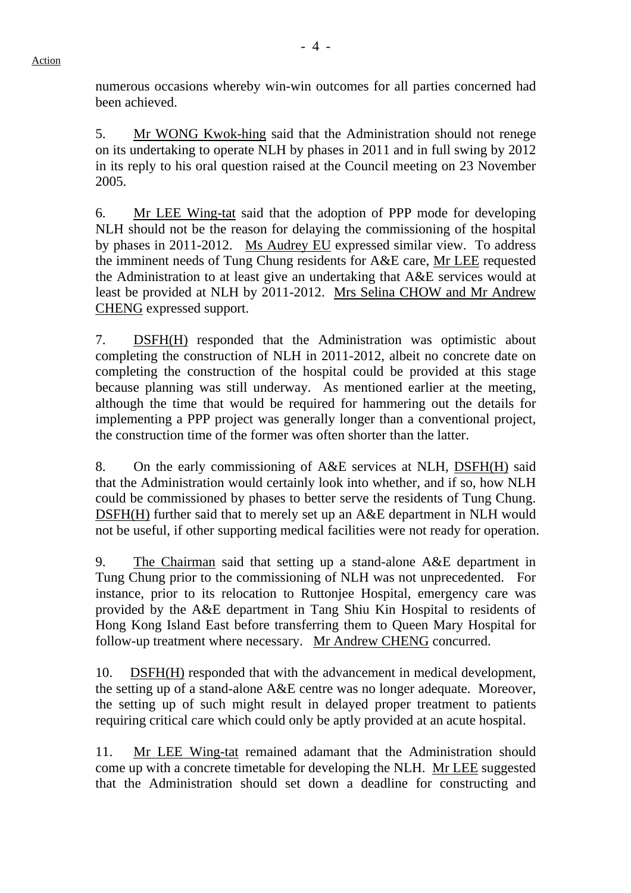numerous occasions whereby win-win outcomes for all parties concerned had been achieved.

5. Mr WONG Kwok-hing said that the Administration should not renege on its undertaking to operate NLH by phases in 2011 and in full swing by 2012 in its reply to his oral question raised at the Council meeting on 23 November 2005.

6. Mr LEE Wing-tat said that the adoption of PPP mode for developing NLH should not be the reason for delaying the commissioning of the hospital by phases in 2011-2012. Ms Audrey EU expressed similar view. To address the imminent needs of Tung Chung residents for A&E care, Mr LEE requested the Administration to at least give an undertaking that A&E services would at least be provided at NLH by 2011-2012. Mrs Selina CHOW and Mr Andrew CHENG expressed support.

7. DSFH(H) responded that the Administration was optimistic about completing the construction of NLH in 2011-2012, albeit no concrete date on completing the construction of the hospital could be provided at this stage because planning was still underway. As mentioned earlier at the meeting, although the time that would be required for hammering out the details for implementing a PPP project was generally longer than a conventional project, the construction time of the former was often shorter than the latter.

8. On the early commissioning of A&E services at NLH, DSFH(H) said that the Administration would certainly look into whether, and if so, how NLH could be commissioned by phases to better serve the residents of Tung Chung. DSFH(H) further said that to merely set up an A&E department in NLH would not be useful, if other supporting medical facilities were not ready for operation.

9. The Chairman said that setting up a stand-alone A&E department in Tung Chung prior to the commissioning of NLH was not unprecedented. For instance, prior to its relocation to Ruttonjee Hospital, emergency care was provided by the A&E department in Tang Shiu Kin Hospital to residents of Hong Kong Island East before transferring them to Queen Mary Hospital for follow-up treatment where necessary. Mr Andrew CHENG concurred.

10. DSFH(H) responded that with the advancement in medical development, the setting up of a stand-alone A&E centre was no longer adequate. Moreover, the setting up of such might result in delayed proper treatment to patients requiring critical care which could only be aptly provided at an acute hospital.

11. Mr LEE Wing-tat remained adamant that the Administration should come up with a concrete timetable for developing the NLH. Mr LEE suggested that the Administration should set down a deadline for constructing and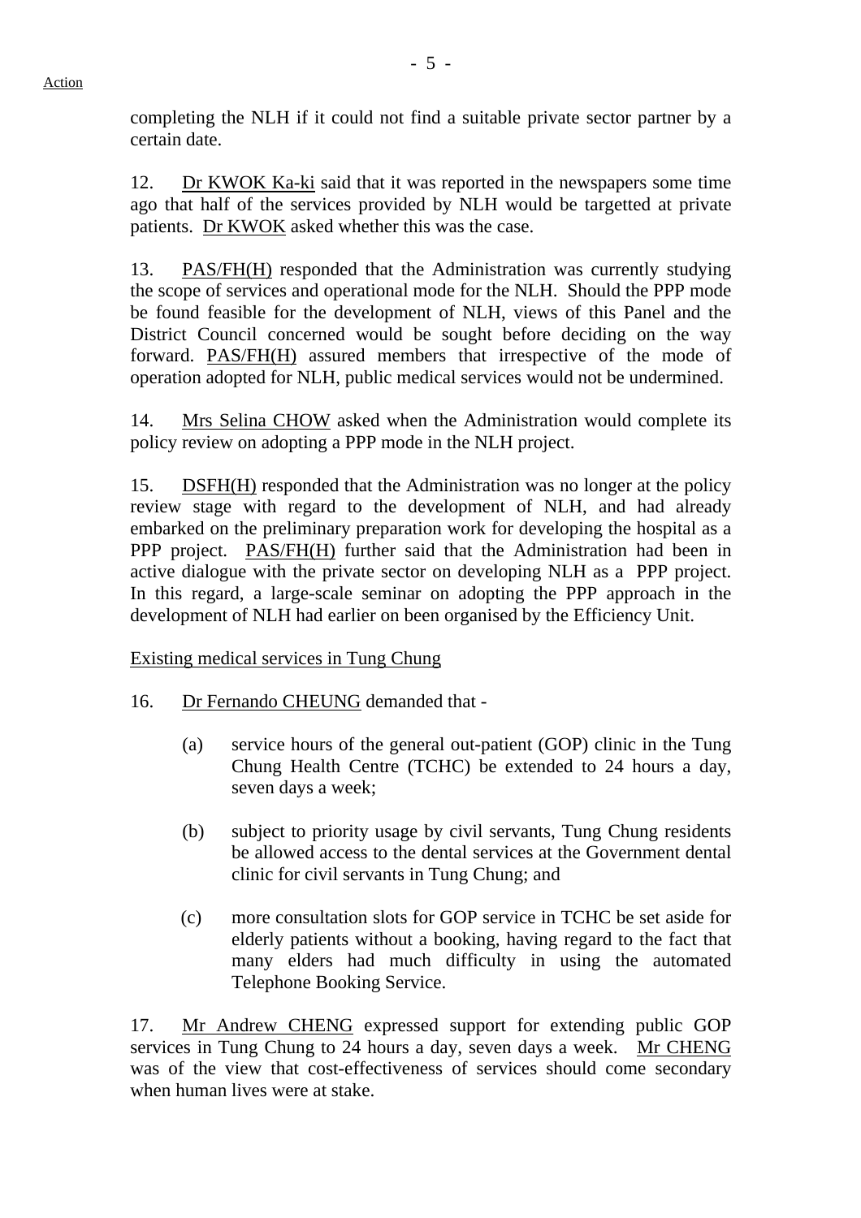completing the NLH if it could not find a suitable private sector partner by a certain date.

12. Dr KWOK Ka-ki said that it was reported in the newspapers some time ago that half of the services provided by NLH would be targetted at private patients. Dr KWOK asked whether this was the case.

13. PAS/FH(H) responded that the Administration was currently studying the scope of services and operational mode for the NLH. Should the PPP mode be found feasible for the development of NLH, views of this Panel and the District Council concerned would be sought before deciding on the way forward. PAS/FH(H) assured members that irrespective of the mode of operation adopted for NLH, public medical services would not be undermined.

14. Mrs Selina CHOW asked when the Administration would complete its policy review on adopting a PPP mode in the NLH project.

15. DSFH(H) responded that the Administration was no longer at the policy review stage with regard to the development of NLH, and had already embarked on the preliminary preparation work for developing the hospital as a PPP project. PAS/FH(H) further said that the Administration had been in active dialogue with the private sector on developing NLH as a PPP project. In this regard, a large-scale seminar on adopting the PPP approach in the development of NLH had earlier on been organised by the Efficiency Unit.

Existing medical services in Tung Chung

16. Dr Fernando CHEUNG demanded that -

(a) service hours of the general out-patient (GOP) clinic in the Tung Chung Health Centre (TCHC) be extended to 24 hours a day, seven days a week;

(b) subject to priority usage by civil servants, Tung Chung residents be allowed access to the dental services at the Government dental clinic for civil servants in Tung Chung; and

(c) more consultation slots for GOP service in TCHC be set aside for elderly patients without a booking, having regard to the fact that many elders had much difficulty in using the automated Telephone Booking Service.

17. Mr Andrew CHENG expressed support for extending public GOP services in Tung Chung to 24 hours a day, seven days a week. Mr CHENG was of the view that cost-effectiveness of services should come secondary when human lives were at stake.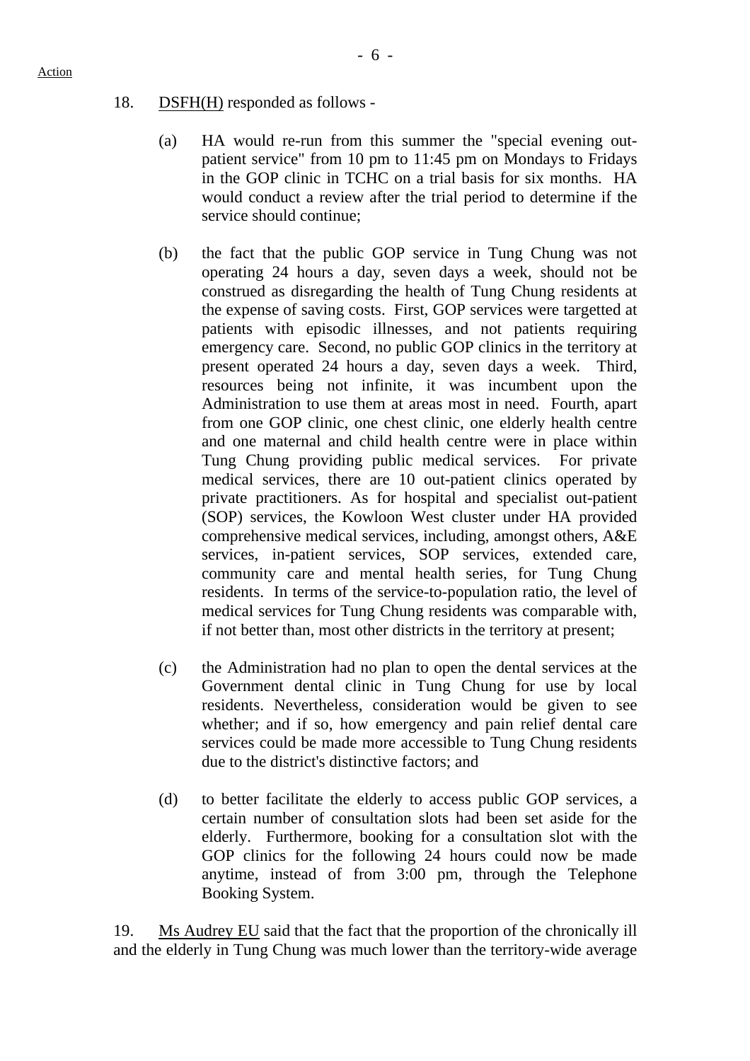18. DSFH(H) responded as follows -

(a) HA would re-run from this summer the "special evening out-patient service" from 10 pm to 11:45 pm on Mondays to Fridays in the GOP clinic in TCHC on a trial basis for six months. HA would conduct a review after the trial period to determine if the service should continue;

(b) the fact that the public GOP service in Tung Chung was not operating 24 hours a day, seven days a week, should not be construed as disregarding the health of Tung Chung residents at the expense of saving costs. First, GOP services were targetted at patients with episodic illnesses, and not patients requiring emergency care. Second, no public GOP clinics in the territory at present operated 24 hours a day, seven days a week. Third, resources being not infinite, it was incumbent upon the Administration to use them at areas most in need. Fourth, apart from one GOP clinic, one chest clinic, one elderly health centre and one maternal and child health centre were in place within Tung Chung providing public medical services. For private medical services, there are 10 out-patient clinics operated by private practitioners. As for hospital and specialist out-patient (SOP) services, the Kowloon West cluster under HA provided comprehensive medical services, including, amongst others, A&E services, in-patient services, SOP services, extended care, community care and mental health series, for Tung Chung residents. In terms of the service-to-population ratio, the level of medical services for Tung Chung residents was comparable with, if not better than, most other districts in the territory at present;

(c) the Administration had no plan to open the dental services at the Government dental clinic in Tung Chung for use by local residents. Nevertheless, consideration would be given to see whether; and if so, how emergency and pain relief dental care services could be made more accessible to Tung Chung residents due to the district's distinctive factors; and

(d) to better facilitate the elderly to access public GOP services, a certain number of consultation slots had been set aside for the elderly. Furthermore, booking for a consultation slot with the GOP clinics for the following 24 hours could now be made anytime, instead of from 3:00 pm, through the Telephone Booking System.

19. Ms Audrey EU said that the fact that the proportion of the chronically ill and the elderly in Tung Chung was much lower than the territory-wide average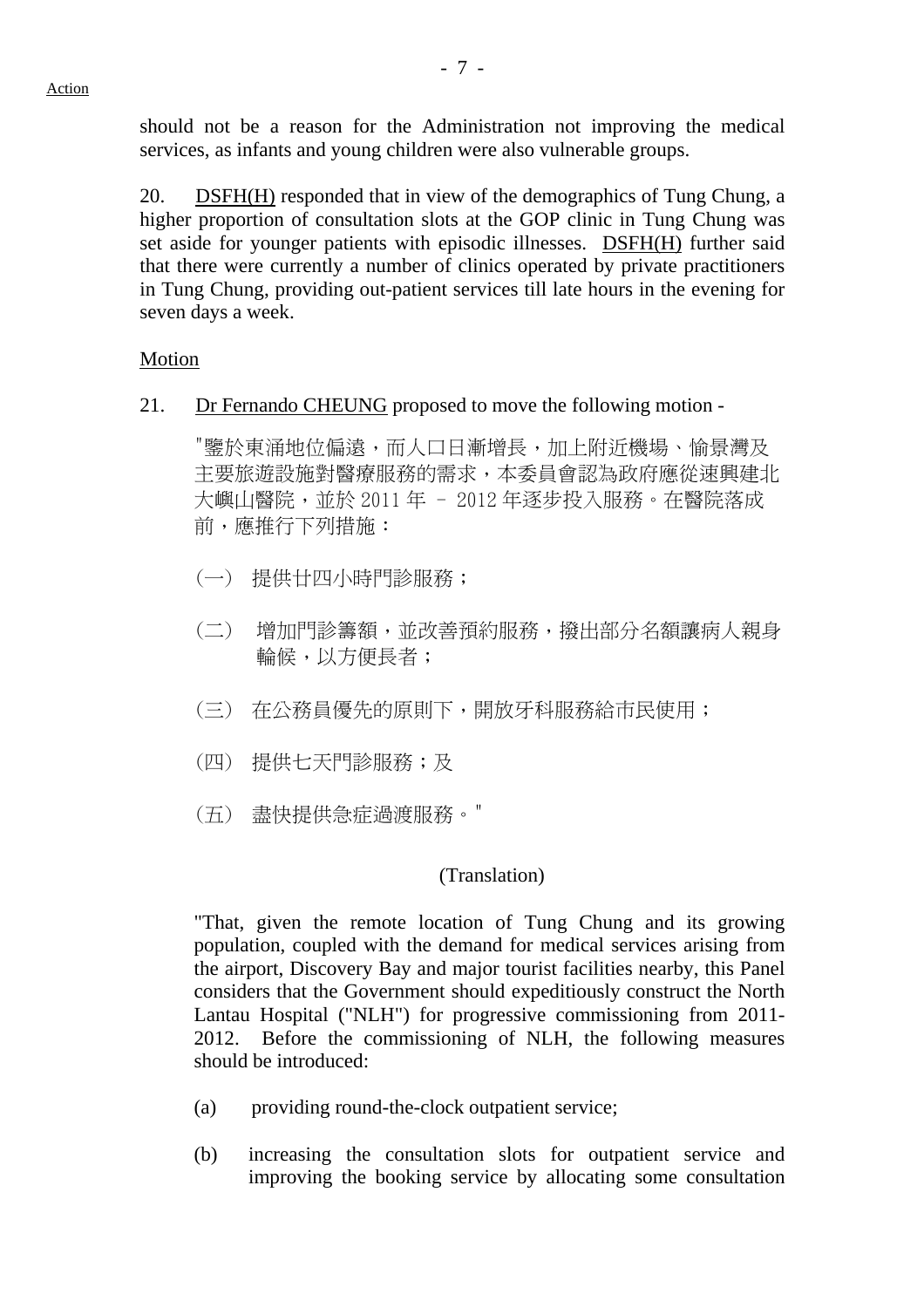should not be a reason for the Administration not improving the medical services, as infants and young children were also vulnerable groups.

20. DSFH(H) responded that in view of the demographics of Tung Chung, a higher proportion of consultation slots at the GOP clinic in Tung Chung was set aside for younger patients with episodic illnesses. DSFH(H) further said that there were currently a number of clinics operated by private practitioners in Tung Chung, providing out-patient services till late hours in the evening for seven days a week.

Motion

21. Dr Fernando CHEUNG proposed to move the following motion -

"鑒於東涌地位偏遠，而人口日漸增長，加上附近機場、愉景灣及主要旅遊設施對醫療服務的需求，本委員會認為政府應從速興建北大嶼山醫院，並於 2011 年 – 2012 年逐步投入服務。在醫院落成前，應推行下列措施：

(一) 提供廿四小時門診服務；

(二) 增加門診籌額，並改善預約服務，撥出部分名額讓病人親身輪候，以方便長者；

(三) 在公務員優先的原則下，開放牙科服務給市民使用；

(四) 提供七天門診服務；及

(五) 盡快提供急症過渡服務。"

(Translation)

"That, given the remote location of Tung Chung and its growing population, coupled with the demand for medical services arising from the airport, Discovery Bay and major tourist facilities nearby, this Panel considers that the Government should expeditiously construct the North Lantau Hospital ("NLH") for progressive commissioning from 2011-2012. Before the commissioning of NLH, the following measures should be introduced:

(a) providing round-the-clock outpatient service;

(b) increasing the consultation slots for outpatient service and improving the booking service by allocating some consultation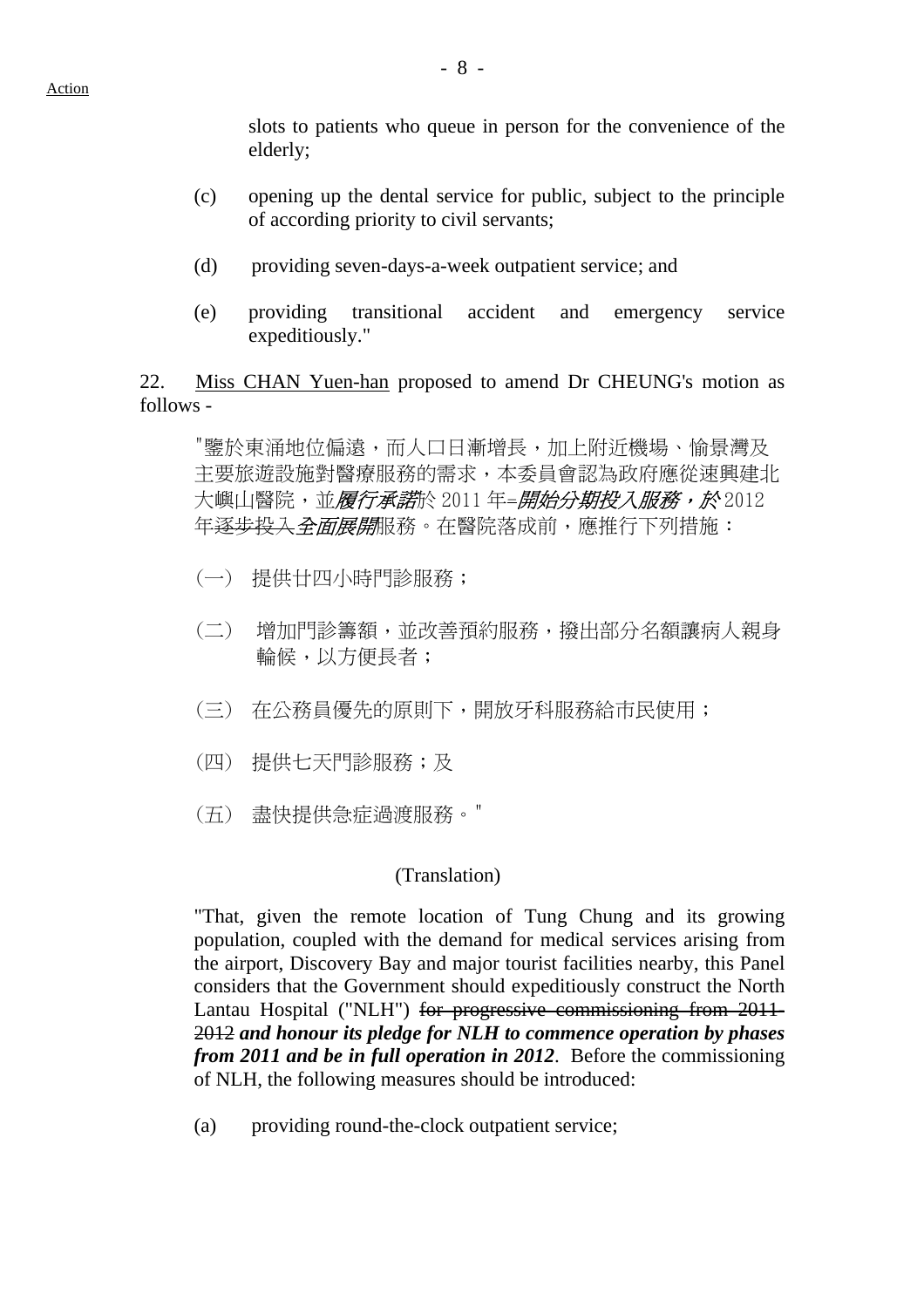slots to patients who queue in person for the convenience of the elderly;

(c) opening up the dental service for public, subject to the principle of according priority to civil servants;

(d) providing seven-days-a-week outpatient service; and

(e) providing transitional accident and emergency service expeditiously."

22. Miss CHAN Yuen-han proposed to amend Dr CHEUNG's motion as follows -

"鑒於東涌地位偏遠，而人口日漸增長，加上附近機場、愉景灣及主要旅遊設施對醫療服務的需求，本委員會認為政府應從速興建北大嶼山醫院，並*履行承諾*於 2011 年~~-~~*開始分期投入服務，於* 2012 年~~逐步投入~~*全面展開*服務。在醫院落成前，應推行下列措施：

(一) 提供廿四小時門診服務；

(二) 增加門診籌額，並改善預約服務，撥出部分名額讓病人親身輪候，以方便長者；

(三) 在公務員優先的原則下，開放牙科服務給市民使用；

(四) 提供七天門診服務；及

(五) 盡快提供急症過渡服務。"

(Translation)

"That, given the remote location of Tung Chung and its growing population, coupled with the demand for medical services arising from the airport, Discovery Bay and major tourist facilities nearby, this Panel considers that the Government should expeditiously construct the North Lantau Hospital ("NLH") ~~for progressive commissioning from 2011-2012~~ ***and honour its pledge for NLH to commence operation by phases from 2011 and be in full operation in 2012***. Before the commissioning of NLH, the following measures should be introduced:

(a) providing round-the-clock outpatient service;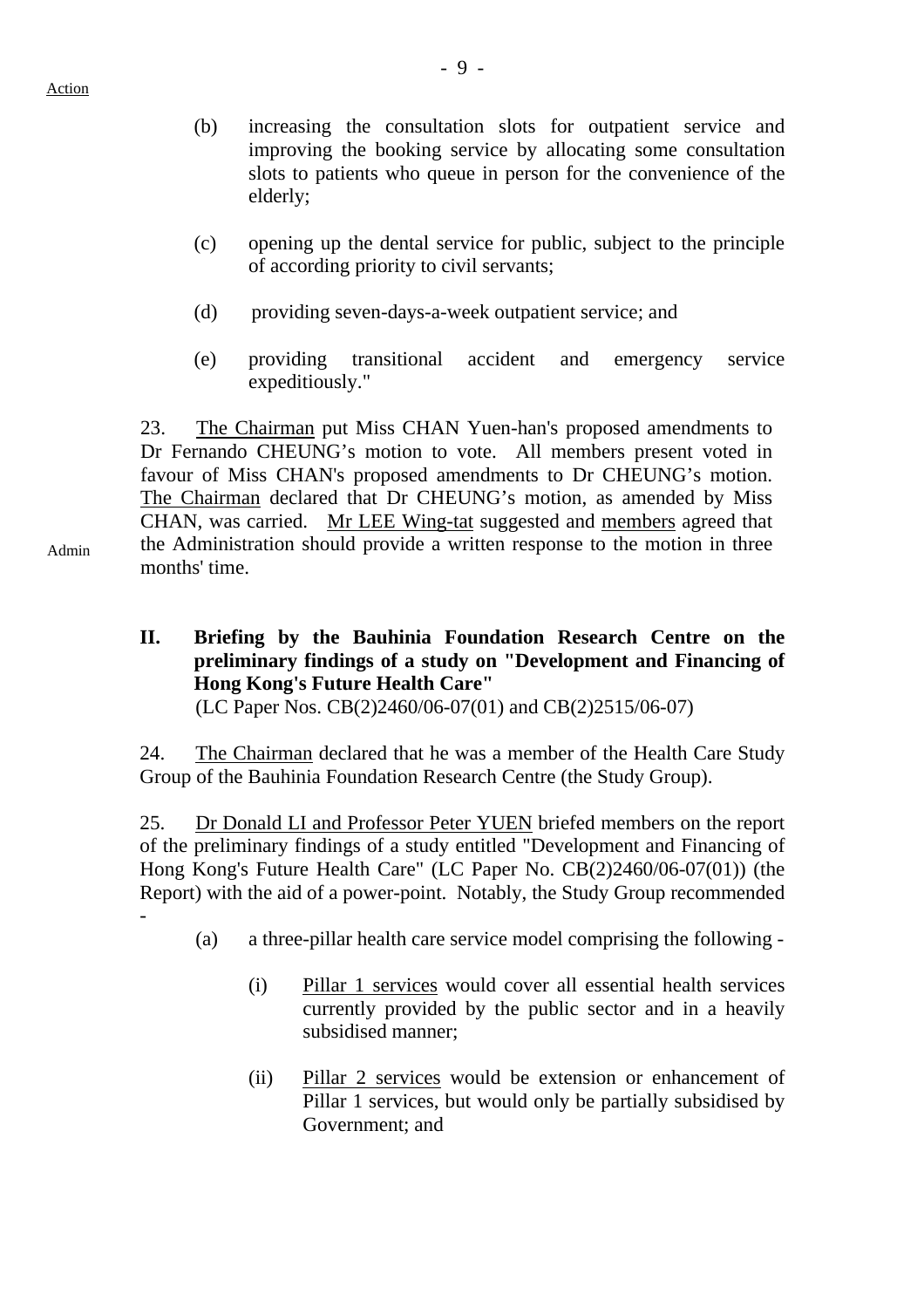Action

(b) increasing the consultation slots for outpatient service and improving the booking service by allocating some consultation slots to patients who queue in person for the convenience of the elderly;

(c) opening up the dental service for public, subject to the principle of according priority to civil servants;

(d) providing seven-days-a-week outpatient service; and

(e) providing transitional accident and emergency service expeditiously."

23. The Chairman put Miss CHAN Yuen-han's proposed amendments to Dr Fernando CHEUNG's motion to vote. All members present voted in favour of Miss CHAN's proposed amendments to Dr CHEUNG's motion. The Chairman declared that Dr CHEUNG's motion, as amended by Miss CHAN, was carried. Mr LEE Wing-tat suggested and members agreed that the Administration should provide a written response to the motion in three months' time.

Admin

**II. Briefing by the Bauhinia Foundation Research Centre on the preliminary findings of a study on "Development and Financing of Hong Kong's Future Health Care"**
(LC Paper Nos. CB(2)2460/06-07(01) and CB(2)2515/06-07)

24. The Chairman declared that he was a member of the Health Care Study Group of the Bauhinia Foundation Research Centre (the Study Group).

25. Dr Donald LI and Professor Peter YUEN briefed members on the report of the preliminary findings of a study entitled "Development and Financing of Hong Kong's Future Health Care" (LC Paper No. CB(2)2460/06-07(01)) (the Report) with the aid of a power-point. Notably, the Study Group recommended -

(a) a three-pillar health care service model comprising the following -

(i) Pillar 1 services would cover all essential health services currently provided by the public sector and in a heavily subsidised manner;

(ii) Pillar 2 services would be extension or enhancement of Pillar 1 services, but would only be partially subsidised by Government; and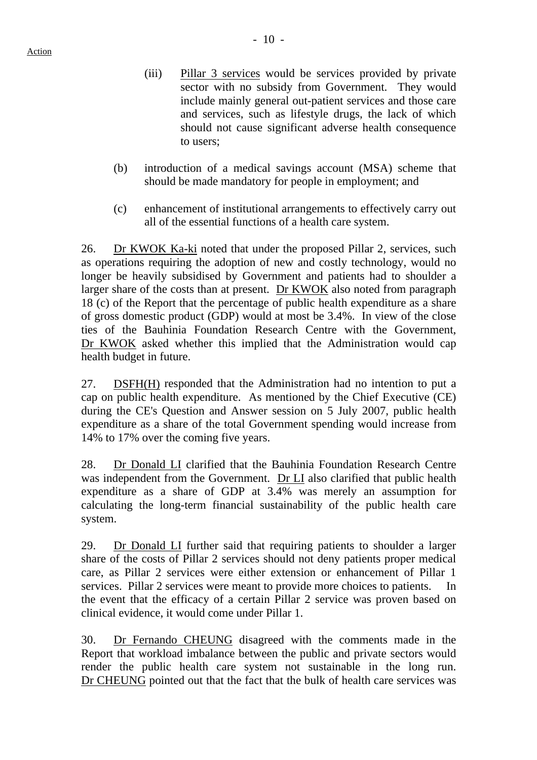(iii) Pillar 3 services would be services provided by private sector with no subsidy from Government. They would include mainly general out-patient services and those care and services, such as lifestyle drugs, the lack of which should not cause significant adverse health consequence to users;

(b) introduction of a medical savings account (MSA) scheme that should be made mandatory for people in employment; and

(c) enhancement of institutional arrangements to effectively carry out all of the essential functions of a health care system.

26. Dr KWOK Ka-ki noted that under the proposed Pillar 2, services, such as operations requiring the adoption of new and costly technology, would no longer be heavily subsidised by Government and patients had to shoulder a larger share of the costs than at present. Dr KWOK also noted from paragraph 18 (c) of the Report that the percentage of public health expenditure as a share of gross domestic product (GDP) would at most be 3.4%. In view of the close ties of the Bauhinia Foundation Research Centre with the Government, Dr KWOK asked whether this implied that the Administration would cap health budget in future.

27. DSFH(H) responded that the Administration had no intention to put a cap on public health expenditure. As mentioned by the Chief Executive (CE) during the CE's Question and Answer session on 5 July 2007, public health expenditure as a share of the total Government spending would increase from 14% to 17% over the coming five years.

28. Dr Donald LI clarified that the Bauhinia Foundation Research Centre was independent from the Government. Dr LI also clarified that public health expenditure as a share of GDP at 3.4% was merely an assumption for calculating the long-term financial sustainability of the public health care system.

29. Dr Donald LI further said that requiring patients to shoulder a larger share of the costs of Pillar 2 services should not deny patients proper medical care, as Pillar 2 services were either extension or enhancement of Pillar 1 services. Pillar 2 services were meant to provide more choices to patients. In the event that the efficacy of a certain Pillar 2 service was proven based on clinical evidence, it would come under Pillar 1.

30. Dr Fernando CHEUNG disagreed with the comments made in the Report that workload imbalance between the public and private sectors would render the public health care system not sustainable in the long run. Dr CHEUNG pointed out that the fact that the bulk of health care services was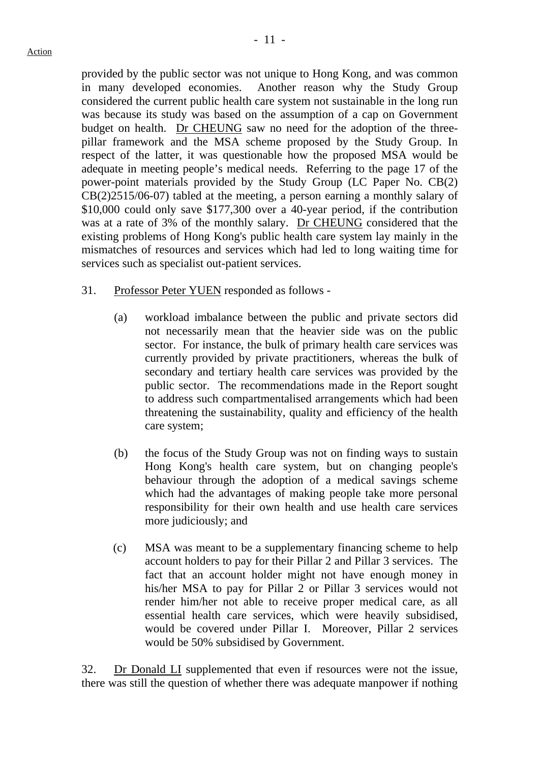provided by the public sector was not unique to Hong Kong, and was common in many developed economies. Another reason why the Study Group considered the current public health care system not sustainable in the long run was because its study was based on the assumption of a cap on Government budget on health. Dr CHEUNG saw no need for the adoption of the three-pillar framework and the MSA scheme proposed by the Study Group. In respect of the latter, it was questionable how the proposed MSA would be adequate in meeting people's medical needs. Referring to the page 17 of the power-point materials provided by the Study Group (LC Paper No. CB(2) CB(2)2515/06-07) tabled at the meeting, a person earning a monthly salary of $10,000 could only save $177,300 over a 40-year period, if the contribution was at a rate of 3% of the monthly salary. Dr CHEUNG considered that the existing problems of Hong Kong's public health care system lay mainly in the mismatches of resources and services which had led to long waiting time for services such as specialist out-patient services.

31. Professor Peter YUEN responded as follows -

(a) workload imbalance between the public and private sectors did not necessarily mean that the heavier side was on the public sector. For instance, the bulk of primary health care services was currently provided by private practitioners, whereas the bulk of secondary and tertiary health care services was provided by the public sector. The recommendations made in the Report sought to address such compartmentalised arrangements which had been threatening the sustainability, quality and efficiency of the health care system;

(b) the focus of the Study Group was not on finding ways to sustain Hong Kong's health care system, but on changing people's behaviour through the adoption of a medical savings scheme which had the advantages of making people take more personal responsibility for their own health and use health care services more judiciously; and

(c) MSA was meant to be a supplementary financing scheme to help account holders to pay for their Pillar 2 and Pillar 3 services. The fact that an account holder might not have enough money in his/her MSA to pay for Pillar 2 or Pillar 3 services would not render him/her not able to receive proper medical care, as all essential health care services, which were heavily subsidised, would be covered under Pillar I. Moreover, Pillar 2 services would be 50% subsidised by Government.

32. Dr Donald LI supplemented that even if resources were not the issue, there was still the question of whether there was adequate manpower if nothing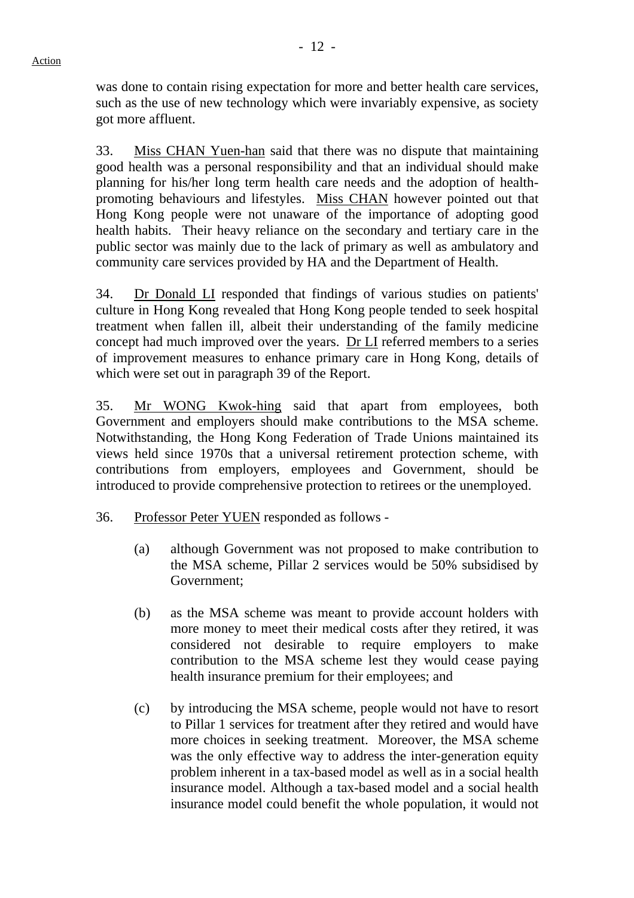was done to contain rising expectation for more and better health care services, such as the use of new technology which were invariably expensive, as society got more affluent.

33. Miss CHAN Yuen-han said that there was no dispute that maintaining good health was a personal responsibility and that an individual should make planning for his/her long term health care needs and the adoption of health-promoting behaviours and lifestyles. Miss CHAN however pointed out that Hong Kong people were not unaware of the importance of adopting good health habits. Their heavy reliance on the secondary and tertiary care in the public sector was mainly due to the lack of primary as well as ambulatory and community care services provided by HA and the Department of Health.

34. Dr Donald LI responded that findings of various studies on patients' culture in Hong Kong revealed that Hong Kong people tended to seek hospital treatment when fallen ill, albeit their understanding of the family medicine concept had much improved over the years. Dr LI referred members to a series of improvement measures to enhance primary care in Hong Kong, details of which were set out in paragraph 39 of the Report.

35. Mr WONG Kwok-hing said that apart from employees, both Government and employers should make contributions to the MSA scheme. Notwithstanding, the Hong Kong Federation of Trade Unions maintained its views held since 1970s that a universal retirement protection scheme, with contributions from employers, employees and Government, should be introduced to provide comprehensive protection to retirees or the unemployed.

36. Professor Peter YUEN responded as follows -

(a) although Government was not proposed to make contribution to the MSA scheme, Pillar 2 services would be 50% subsidised by Government;

(b) as the MSA scheme was meant to provide account holders with more money to meet their medical costs after they retired, it was considered not desirable to require employers to make contribution to the MSA scheme lest they would cease paying health insurance premium for their employees; and

(c) by introducing the MSA scheme, people would not have to resort to Pillar 1 services for treatment after they retired and would have more choices in seeking treatment. Moreover, the MSA scheme was the only effective way to address the inter-generation equity problem inherent in a tax-based model as well as in a social health insurance model. Although a tax-based model and a social health insurance model could benefit the whole population, it would not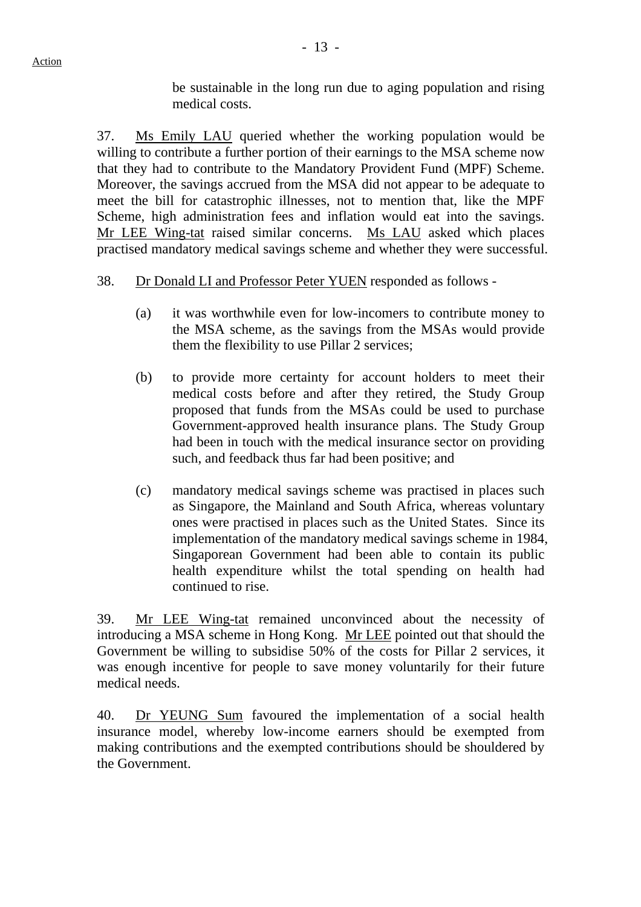be sustainable in the long run due to aging population and rising medical costs.

37. Ms Emily LAU queried whether the working population would be willing to contribute a further portion of their earnings to the MSA scheme now that they had to contribute to the Mandatory Provident Fund (MPF) Scheme. Moreover, the savings accrued from the MSA did not appear to be adequate to meet the bill for catastrophic illnesses, not to mention that, like the MPF Scheme, high administration fees and inflation would eat into the savings. Mr LEE Wing-tat raised similar concerns. Ms LAU asked which places practised mandatory medical savings scheme and whether they were successful.

38. Dr Donald LI and Professor Peter YUEN responded as follows -

(a) it was worthwhile even for low-incomers to contribute money to the MSA scheme, as the savings from the MSAs would provide them the flexibility to use Pillar 2 services;

(b) to provide more certainty for account holders to meet their medical costs before and after they retired, the Study Group proposed that funds from the MSAs could be used to purchase Government-approved health insurance plans. The Study Group had been in touch with the medical insurance sector on providing such, and feedback thus far had been positive; and

(c) mandatory medical savings scheme was practised in places such as Singapore, the Mainland and South Africa, whereas voluntary ones were practised in places such as the United States. Since its implementation of the mandatory medical savings scheme in 1984, Singaporean Government had been able to contain its public health expenditure whilst the total spending on health had continued to rise.

39. Mr LEE Wing-tat remained unconvinced about the necessity of introducing a MSA scheme in Hong Kong. Mr LEE pointed out that should the Government be willing to subsidise 50% of the costs for Pillar 2 services, it was enough incentive for people to save money voluntarily for their future medical needs.

40. Dr YEUNG Sum favoured the implementation of a social health insurance model, whereby low-income earners should be exempted from making contributions and the exempted contributions should be shouldered by the Government.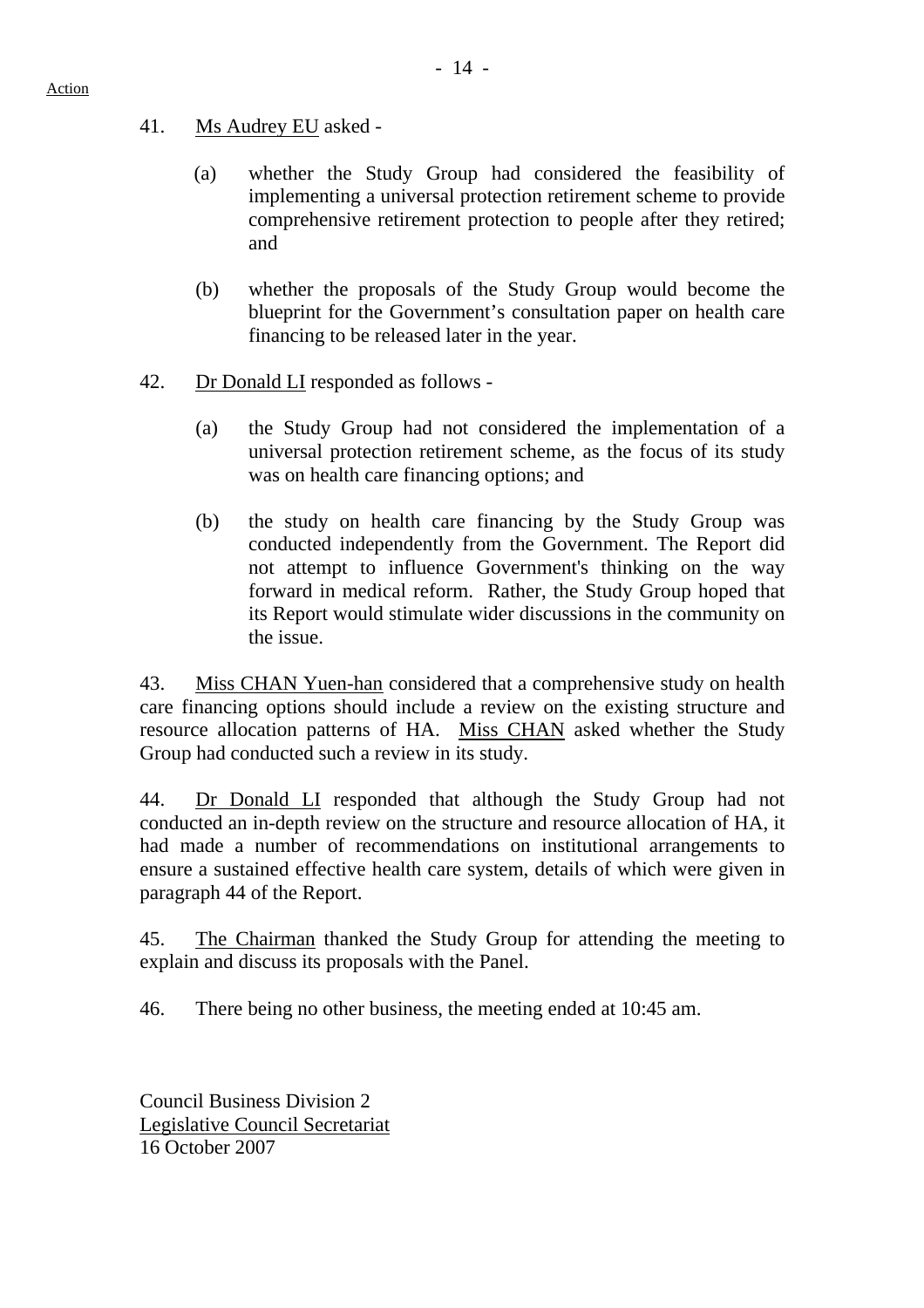Action

41. Ms Audrey EU asked -

   (a) whether the Study Group had considered the feasibility of implementing a universal protection retirement scheme to provide comprehensive retirement protection to people after they retired; and

   (b) whether the proposals of the Study Group would become the blueprint for the Government's consultation paper on health care financing to be released later in the year.

42. Dr Donald LI responded as follows -

   (a) the Study Group had not considered the implementation of a universal protection retirement scheme, as the focus of its study was on health care financing options; and

   (b) the study on health care financing by the Study Group was conducted independently from the Government. The Report did not attempt to influence Government's thinking on the way forward in medical reform. Rather, the Study Group hoped that its Report would stimulate wider discussions in the community on the issue.

43. Miss CHAN Yuen-han considered that a comprehensive study on health care financing options should include a review on the existing structure and resource allocation patterns of HA. Miss CHAN asked whether the Study Group had conducted such a review in its study.

44. Dr Donald LI responded that although the Study Group had not conducted an in-depth review on the structure and resource allocation of HA, it had made a number of recommendations on institutional arrangements to ensure a sustained effective health care system, details of which were given in paragraph 44 of the Report.

45. The Chairman thanked the Study Group for attending the meeting to explain and discuss its proposals with the Panel.

46. There being no other business, the meeting ended at 10:45 am.

Council Business Division 2
Legislative Council Secretariat
16 October 2007